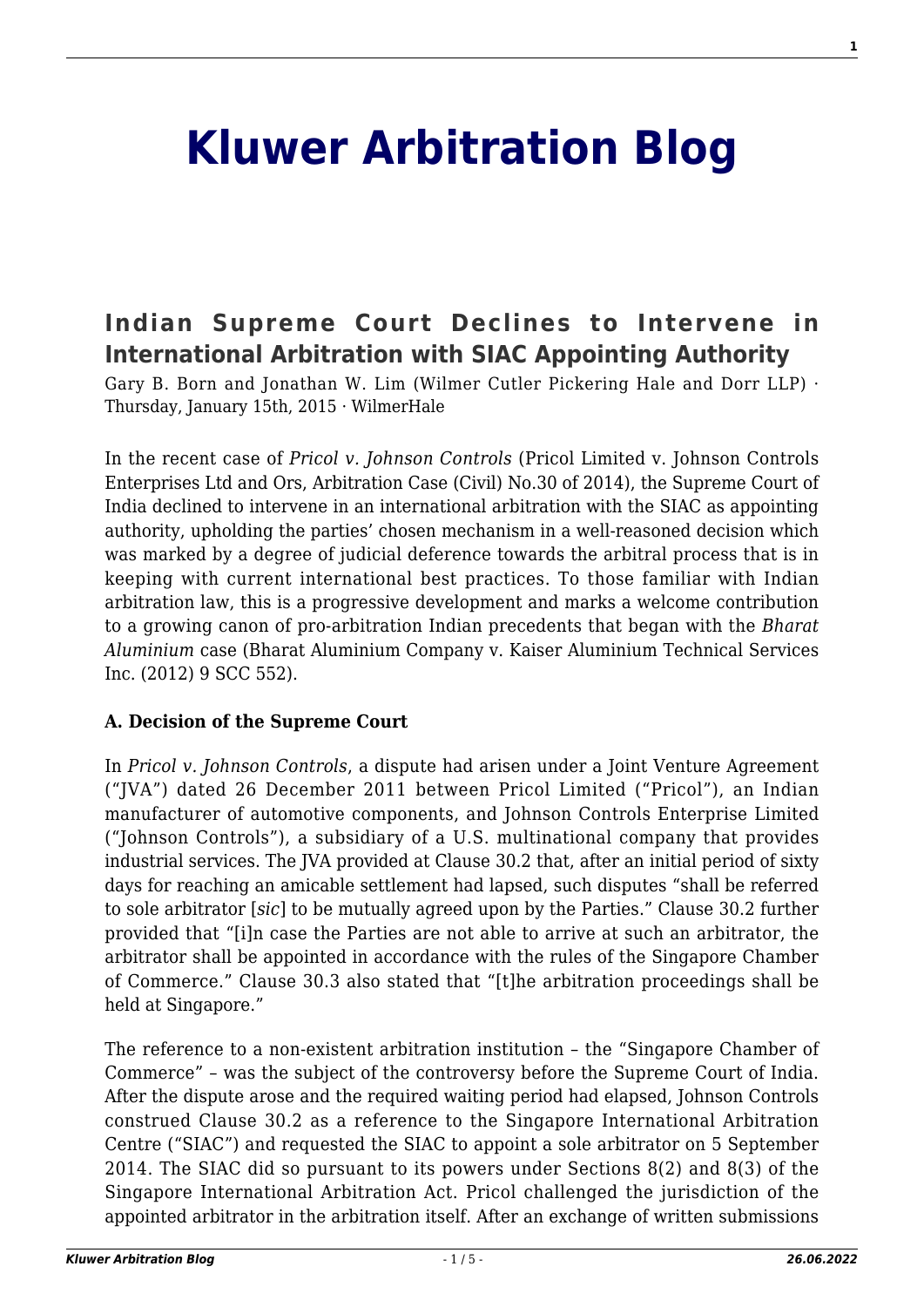# Kluwer Arbitration Blog

## Indian Supreme Court Declines to Intervene in International Arbitration with SIAC Appointing Authority

Gary B. Born and Jonathan W. Lim (Wilmer Cutler Pickering Hale and Dorr LLP) · Thursday, January 15th, 2015 · WilmerHale

In the recent case of *Pricol v. Johnson Controls* (Pricol Limited v. Johnson Controls Enterprises Ltd and Ors, Arbitration Case (Civil) No.30 of 2014), the Supreme Court of India declined to intervene in an international arbitration with the SIAC as appointing authority, upholding the parties' chosen mechanism in a well-reasoned decision which was marked by a degree of judicial deference towards the arbitral process that is in keeping with current international best practices. To those familiar with Indian arbitration law, this is a progressive development and marks a welcome contribution to a growing canon of pro-arbitration Indian precedents that began with the *Bharat Aluminium* case (Bharat Aluminium Company v. Kaiser Aluminium Technical Services Inc. (2012) 9 SCC 552).

**A. Decision of the Supreme Court**

In *Pricol v. Johnson Controls*, a dispute had arisen under a Joint Venture Agreement ("JVA") dated 26 December 2011 between Pricol Limited ("Pricol"), an Indian manufacturer of automotive components, and Johnson Controls Enterprise Limited ("Johnson Controls"), a subsidiary of a U.S. multinational company that provides industrial services. The JVA provided at Clause 30.2 that, after an initial period of sixty days for reaching an amicable settlement had lapsed, such disputes "shall be referred to sole arbitrator [*sic*] to be mutually agreed upon by the Parties." Clause 30.2 further provided that "[i]n case the Parties are not able to arrive at such an arbitrator, the arbitrator shall be appointed in accordance with the rules of the Singapore Chamber of Commerce." Clause 30.3 also stated that "[t]he arbitration proceedings shall be held at Singapore."

The reference to a non-existent arbitration institution – the "Singapore Chamber of Commerce" – was the subject of the controversy before the Supreme Court of India. After the dispute arose and the required waiting period had elapsed, Johnson Controls construed Clause 30.2 as a reference to the Singapore International Arbitration Centre ("SIAC") and requested the SIAC to appoint a sole arbitrator on 5 September 2014. The SIAC did so pursuant to its powers under Sections 8(2) and 8(3) of the Singapore International Arbitration Act. Pricol challenged the jurisdiction of the appointed arbitrator in the arbitration itself. After an exchange of written submissions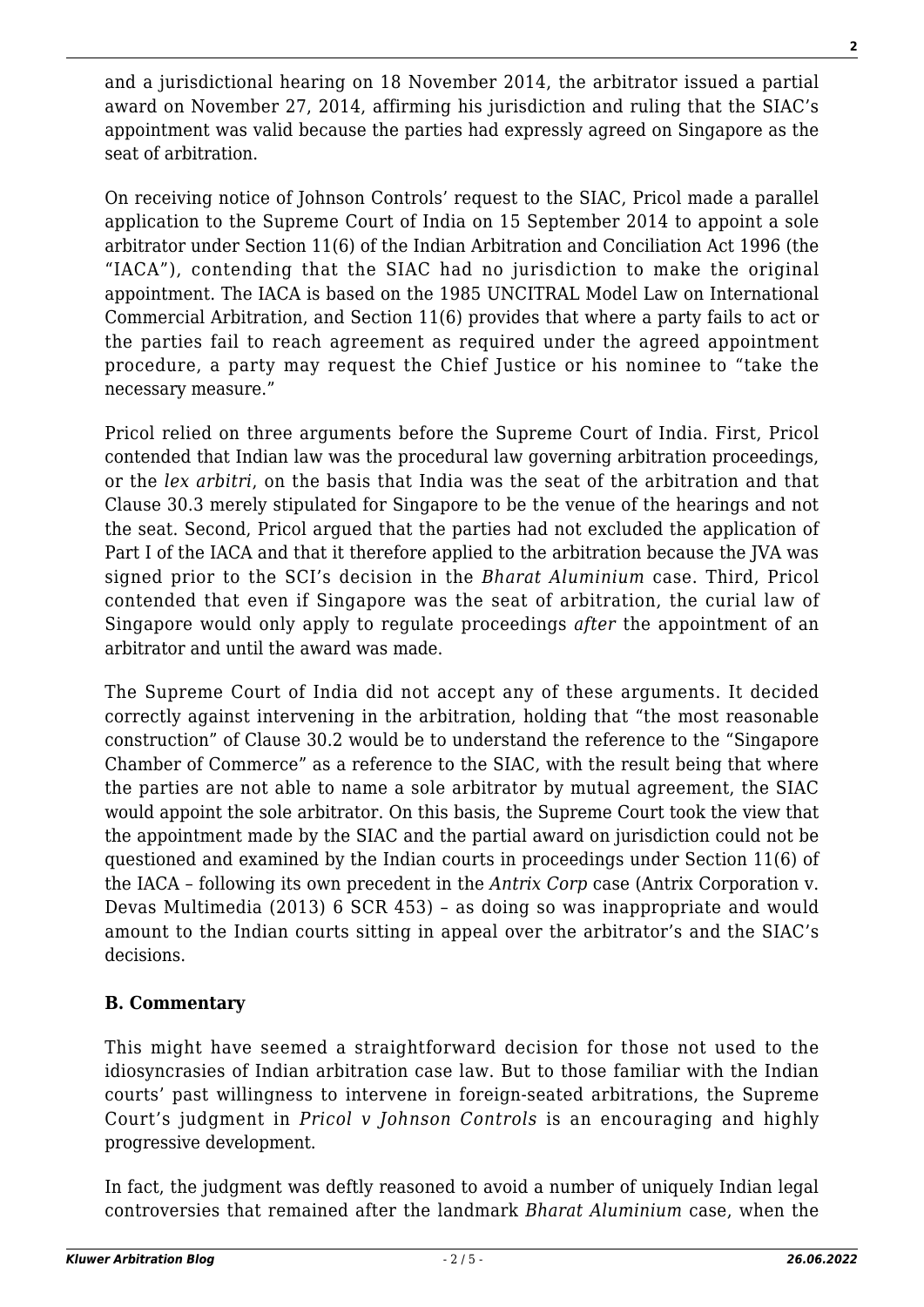and a jurisdictional hearing on 18 November 2014, the arbitrator issued a partial award on November 27, 2014, affirming his jurisdiction and ruling that the SIAC's appointment was valid because the parties had expressly agreed on Singapore as the seat of arbitration.

On receiving notice of Johnson Controls' request to the SIAC, Pricol made a parallel application to the Supreme Court of India on 15 September 2014 to appoint a sole arbitrator under Section 11(6) of the Indian Arbitration and Conciliation Act 1996 (the "IACA"), contending that the SIAC had no jurisdiction to make the original appointment. The IACA is based on the 1985 UNCITRAL Model Law on International Commercial Arbitration, and Section 11(6) provides that where a party fails to act or the parties fail to reach agreement as required under the agreed appointment procedure, a party may request the Chief Justice or his nominee to "take the necessary measure."

Pricol relied on three arguments before the Supreme Court of India. First, Pricol contended that Indian law was the procedural law governing arbitration proceedings, or the *lex arbitri*, on the basis that India was the seat of the arbitration and that Clause 30.3 merely stipulated for Singapore to be the venue of the hearings and not the seat. Second, Pricol argued that the parties had not excluded the application of Part I of the IACA and that it therefore applied to the arbitration because the JVA was signed prior to the SCI's decision in the *Bharat Aluminium* case. Third, Pricol contended that even if Singapore was the seat of arbitration, the curial law of Singapore would only apply to regulate proceedings *after* the appointment of an arbitrator and until the award was made.

The Supreme Court of India did not accept any of these arguments. It decided correctly against intervening in the arbitration, holding that "the most reasonable construction" of Clause 30.2 would be to understand the reference to the "Singapore Chamber of Commerce" as a reference to the SIAC, with the result being that where the parties are not able to name a sole arbitrator by mutual agreement, the SIAC would appoint the sole arbitrator. On this basis, the Supreme Court took the view that the appointment made by the SIAC and the partial award on jurisdiction could not be questioned and examined by the Indian courts in proceedings under Section 11(6) of the IACA – following its own precedent in the *Antrix Corp* case (Antrix Corporation v. Devas Multimedia (2013) 6 SCR 453) – as doing so was inappropriate and would amount to the Indian courts sitting in appeal over the arbitrator's and the SIAC's decisions.

### B. Commentary

This might have seemed a straightforward decision for those not used to the idiosyncrasies of Indian arbitration case law. But to those familiar with the Indian courts' past willingness to intervene in foreign-seated arbitrations, the Supreme Court's judgment in *Pricol v Johnson Controls* is an encouraging and highly progressive development.

In fact, the judgment was deftly reasoned to avoid a number of uniquely Indian legal controversies that remained after the landmark *Bharat Aluminium* case, when the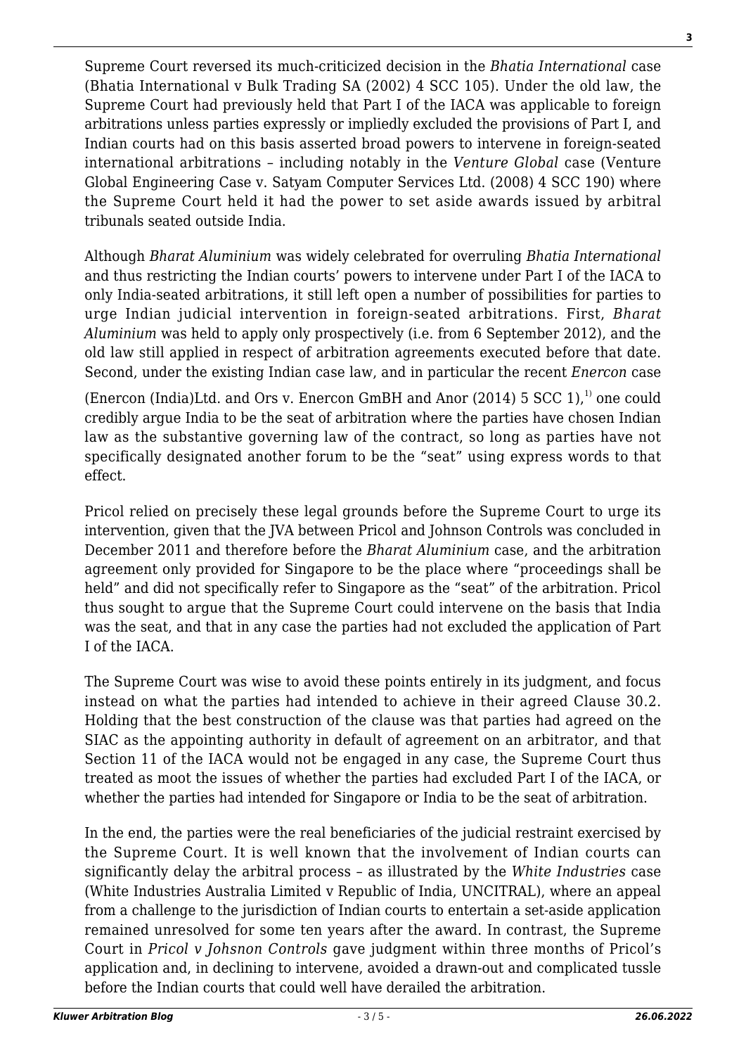Supreme Court reversed its much-criticized decision in the *Bhatia International* case (Bhatia International v Bulk Trading SA (2002) 4 SCC 105). Under the old law, the Supreme Court had previously held that Part I of the IACA was applicable to foreign arbitrations unless parties expressly or impliedly excluded the provisions of Part I, and Indian courts had on this basis asserted broad powers to intervene in foreign-seated international arbitrations – including notably in the *Venture Global* case (Venture Global Engineering Case v. Satyam Computer Services Ltd. (2008) 4 SCC 190) where the Supreme Court held it had the power to set aside awards issued by arbitral tribunals seated outside India.

Although *Bharat Aluminium* was widely celebrated for overruling *Bhatia International* and thus restricting the Indian courts' powers to intervene under Part I of the IACA to only India-seated arbitrations, it still left open a number of possibilities for parties to urge Indian judicial intervention in foreign-seated arbitrations. First, *Bharat Aluminium* was held to apply only prospectively (i.e. from 6 September 2012), and the old law still applied in respect of arbitration agreements executed before that date. Second, under the existing Indian case law, and in particular the recent *Enercon* case (Enercon (India)Ltd. and Ors v. Enercon GmBH and Anor (2014) 5 SCC 1),[1] one could credibly argue India to be the seat of arbitration where the parties have chosen Indian law as the substantive governing law of the contract, so long as parties have not specifically designated another forum to be the "seat" using express words to that effect.

Pricol relied on precisely these legal grounds before the Supreme Court to urge its intervention, given that the JVA between Pricol and Johnson Controls was concluded in December 2011 and therefore before the *Bharat Aluminium* case, and the arbitration agreement only provided for Singapore to be the place where "proceedings shall be held" and did not specifically refer to Singapore as the "seat" of the arbitration. Pricol thus sought to argue that the Supreme Court could intervene on the basis that India was the seat, and that in any case the parties had not excluded the application of Part I of the IACA.

The Supreme Court was wise to avoid these points entirely in its judgment, and focus instead on what the parties had intended to achieve in their agreed Clause 30.2. Holding that the best construction of the clause was that parties had agreed on the SIAC as the appointing authority in default of agreement on an arbitrator, and that Section 11 of the IACA would not be engaged in any case, the Supreme Court thus treated as moot the issues of whether the parties had excluded Part I of the IACA, or whether the parties had intended for Singapore or India to be the seat of arbitration.

In the end, the parties were the real beneficiaries of the judicial restraint exercised by the Supreme Court. It is well known that the involvement of Indian courts can significantly delay the arbitral process – as illustrated by the *White Industries* case (White Industries Australia Limited v Republic of India, UNCITRAL), where an appeal from a challenge to the jurisdiction of Indian courts to entertain a set-aside application remained unresolved for some ten years after the award. In contrast, the Supreme Court in *Pricol v Johnson Controls* gave judgment within three months of Pricol's application and, in declining to intervene, avoided a drawn-out and complicated tussle before the Indian courts that could well have derailed the arbitration.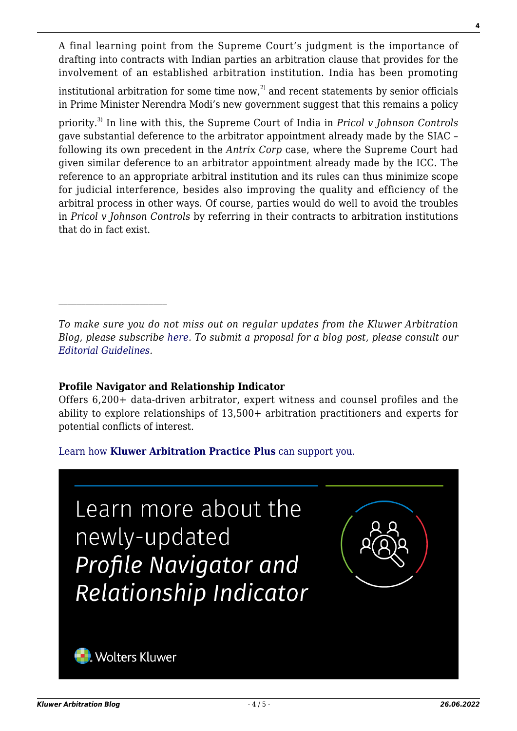A final learning point from the Supreme Court's judgment is the importance of drafting into contracts with Indian parties an arbitration clause that provides for the involvement of an established arbitration institution. India has been promoting institutional arbitration for some time now,[2] and recent statements by senior officials in Prime Minister Nerendra Modi's new government suggest that this remains a policy priority.[3] In line with this, the Supreme Court of India in *Pricol v Johnson Controls* gave substantial deference to the arbitrator appointment already made by the SIAC – following its own precedent in the *Antrix Corp* case, where the Supreme Court had given similar deference to an arbitrator appointment already made by the ICC. The reference to an appropriate arbitral institution and its rules can thus minimize scope for judicial interference, besides also improving the quality and efficiency of the arbitral process in other ways. Of course, parties would do well to avoid the troubles in *Pricol v Johnson Controls* by referring in their contracts to arbitration institutions that do in fact exist.

---

*To make sure you do not miss out on regular updates from the Kluwer Arbitration Blog, please subscribe here. To submit a proposal for a blog post, please consult our Editorial Guidelines.*

**Profile Navigator and Relationship Indicator**
Offers 6,200+ data-driven arbitrator, expert witness and counsel profiles and the ability to explore relationships of 13,500+ arbitration practitioners and experts for potential conflicts of interest.

Learn how **Kluwer Arbitration Practice Plus** can support you.

Learn more about the newly-updated *Profile Navigator and Relationship Indicator*

Wolters Kluwer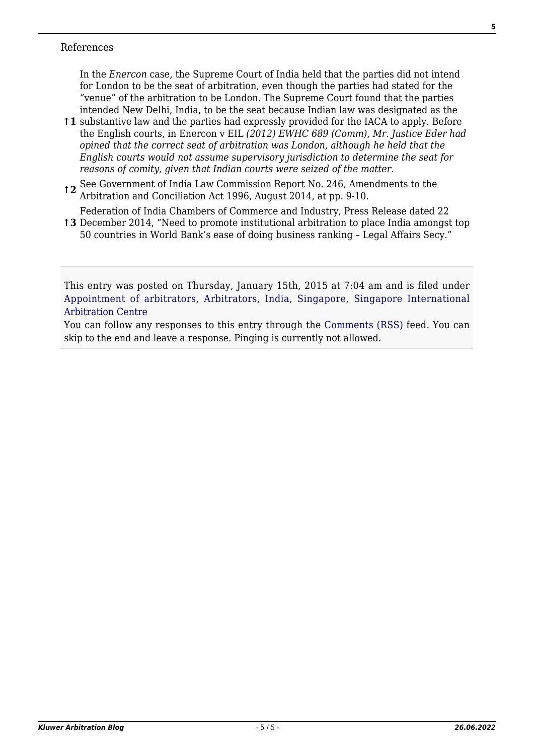References

↑**1** In the *Enercon* case, the Supreme Court of India held that the parties did not intend for London to be the seat of arbitration, even though the parties had stated for the "venue" of the arbitration to be London. The Supreme Court found that the parties intended New Delhi, India, to be the seat because Indian law was designated as the substantive law and the parties had expressly provided for the IACA to apply. Before the English courts, in Enercon v EIL *(2012) EWHC 689 (Comm), Mr. Justice Eder had opined that the correct seat of arbitration was London, although he held that the English courts would not assume supervisory jurisdiction to determine the seat for reasons of comity, given that Indian courts were seized of the matter.*

↑**2** See Government of India Law Commission Report No. 246, Amendments to the Arbitration and Conciliation Act 1996, August 2014, at pp. 9-10.

↑**3** Federation of India Chambers of Commerce and Industry, Press Release dated 22 December 2014, "Need to promote institutional arbitration to place India amongst top 50 countries in World Bank's ease of doing business ranking – Legal Affairs Secy."

This entry was posted on Thursday, January 15th, 2015 at 7:04 am and is filed under Appointment of arbitrators, Arbitrators, India, Singapore, Singapore International Arbitration Centre

You can follow any responses to this entry through the Comments (RSS) feed. You can skip to the end and leave a response. Pinging is currently not allowed.